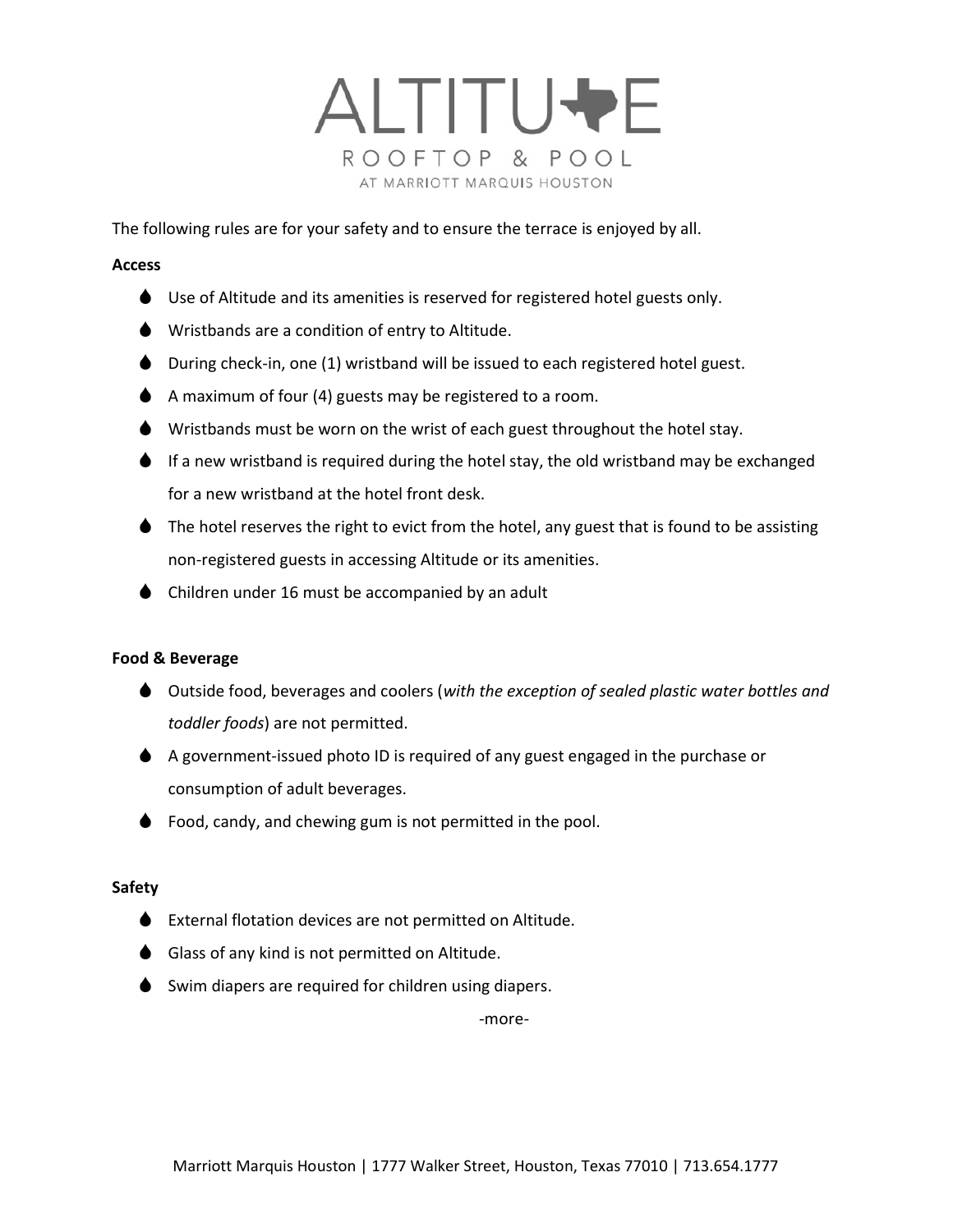# ALTITUDE

ROOFTOP & POOL

AT MARRIOTT MARQUIS HOUSTON

The following rules are for your safety and to ensure the terrace is enjoyed by all.

**Access**

- Use of Altitude and its amenities is reserved for registered hotel guests only.
- Wristbands are a condition of entry to Altitude.
- During check-in, one (1) wristband will be issued to each registered hotel guest.
- A maximum of four (4) guests may be registered to a room.
- Wristbands must be worn on the wrist of each guest throughout the hotel stay.
- If a new wristband is required during the hotel stay, the old wristband may be exchanged for a new wristband at the hotel front desk.
- The hotel reserves the right to evict from the hotel, any guest that is found to be assisting non-registered guests in accessing Altitude or its amenities.
- Children under 16 must be accompanied by an adult

**Food & Beverage**

- Outside food, beverages and coolers (*with the exception of sealed plastic water bottles and toddler foods*) are not permitted.
- A government-issued photo ID is required of any guest engaged in the purchase or consumption of adult beverages.
- Food, candy, and chewing gum is not permitted in the pool.

**Safety**

- External flotation devices are not permitted on Altitude.
- Glass of any kind is not permitted on Altitude.
- Swim diapers are required for children using diapers.

-more-

Marriott Marquis Houston | 1777 Walker Street, Houston, Texas 77010 | 713.654.1777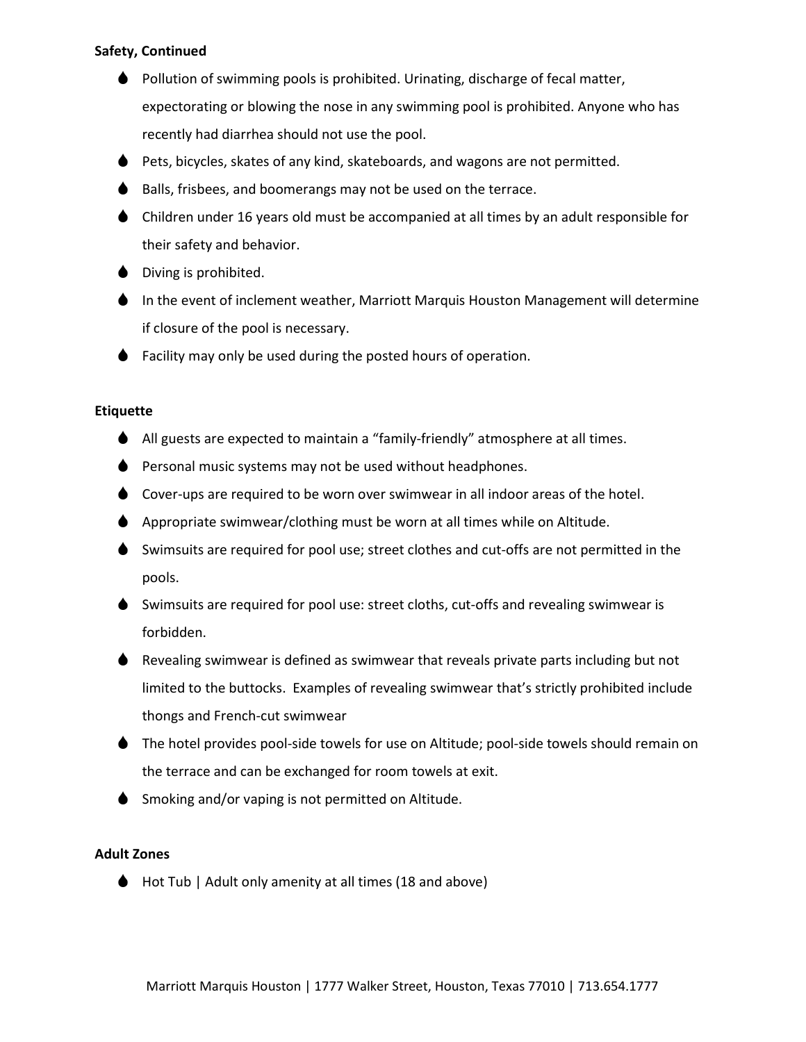**Safety, Continued**

- Pollution of swimming pools is prohibited. Urinating, discharge of fecal matter, expectorating or blowing the nose in any swimming pool is prohibited. Anyone who has recently had diarrhea should not use the pool.
- Pets, bicycles, skates of any kind, skateboards, and wagons are not permitted.
- Balls, frisbees, and boomerangs may not be used on the terrace.
- Children under 16 years old must be accompanied at all times by an adult responsible for their safety and behavior.
- Diving is prohibited.
- In the event of inclement weather, Marriott Marquis Houston Management will determine if closure of the pool is necessary.
- Facility may only be used during the posted hours of operation.

**Etiquette**

- All guests are expected to maintain a "family-friendly" atmosphere at all times.
- Personal music systems may not be used without headphones.
- Cover-ups are required to be worn over swimwear in all indoor areas of the hotel.
- Appropriate swimwear/clothing must be worn at all times while on Altitude.
- Swimsuits are required for pool use; street clothes and cut-offs are not permitted in the pools.
- Swimsuits are required for pool use: street cloths, cut-offs and revealing swimwear is forbidden.
- Revealing swimwear is defined as swimwear that reveals private parts including but not limited to the buttocks. Examples of revealing swimwear that's strictly prohibited include thongs and French-cut swimwear
- The hotel provides pool-side towels for use on Altitude; pool-side towels should remain on the terrace and can be exchanged for room towels at exit.
- Smoking and/or vaping is not permitted on Altitude.

**Adult Zones**

- Hot Tub | Adult only amenity at all times (18 and above)

Marriott Marquis Houston | 1777 Walker Street, Houston, Texas 77010 | 713.654.1777